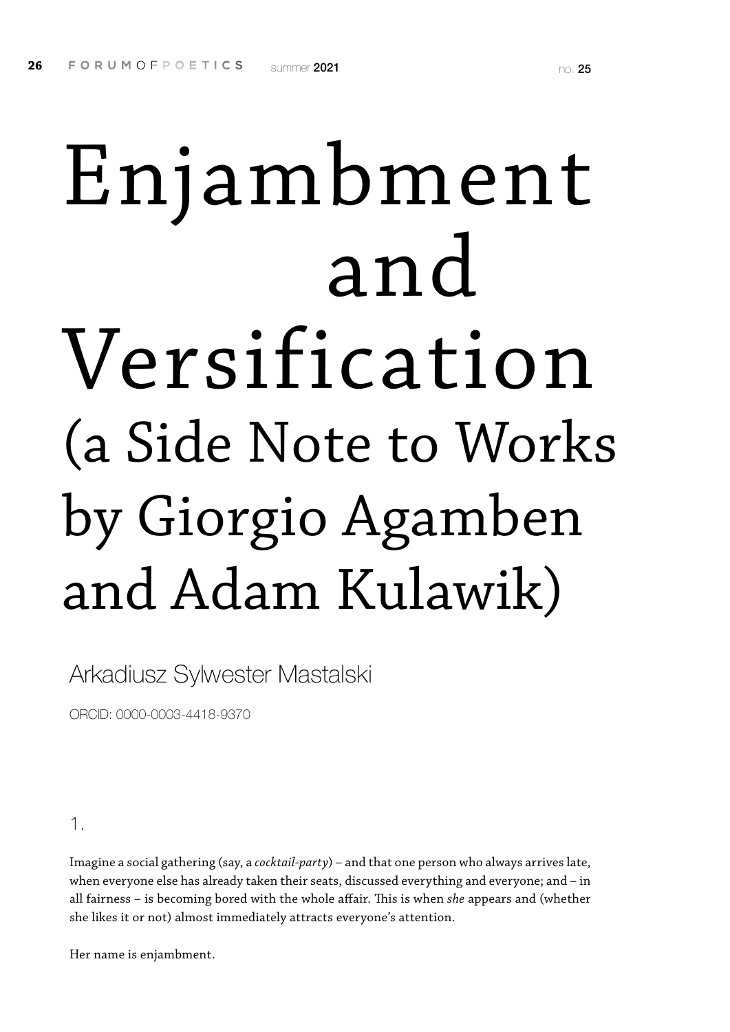# Enjambment and Versification (a Side Note to Works by Giorgio Agamben and Adam Kulawik)

Arkadiusz Sylwester Mastalski

ORCID: 0000-0003-4418-9370

## 1.

Imagine a social gathering (say, a *cocktail-party*) – and that one person who always arrives late, when everyone else has already taken their seats, discussed everything and everyone; and – in all fairness – is becoming bored with the whole affair. This is when *she* appears and (whether she likes it or not) almost immediately attracts everyone's attention.

Her name is enjambment.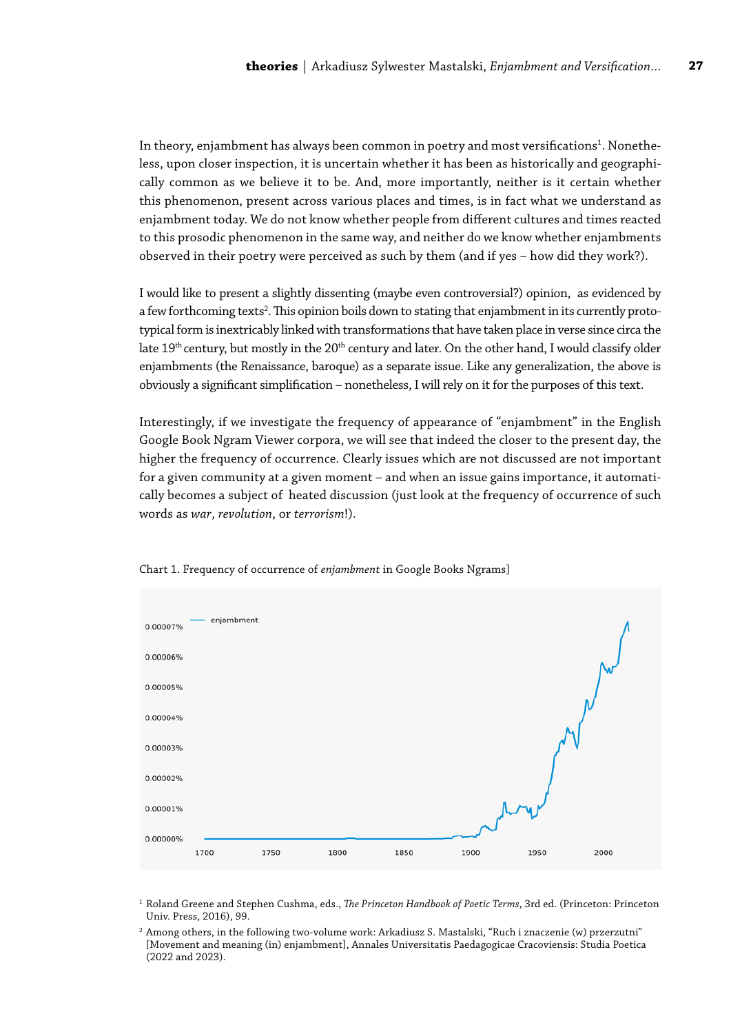In theory, enjambment has always been common in poetry and most versifications[1]. Nonetheless, upon closer inspection, it is uncertain whether it has been as historically and geographically common as we believe it to be. And, more importantly, neither is it certain whether this phenomenon, present across various places and times, is in fact what we understand as enjambment today. We do not know whether people from different cultures and times reacted to this prosodic phenomenon in the same way, and neither do we know whether enjambments observed in their poetry were perceived as such by them (and if yes – how did they work?).

I would like to present a slightly dissenting (maybe even controversial?) opinion, as evidenced by a few forthcoming texts[2]. This opinion boils down to stating that enjambment in its currently prototypical form is inextricably linked with transformations that have taken place in verse since circa the late 19th century, but mostly in the 20th century and later. On the other hand, I would classify older enjambments (the Renaissance, baroque) as a separate issue. Like any generalization, the above is obviously a significant simplification – nonetheless, I will rely on it for the purposes of this text.

Interestingly, if we investigate the frequency of appearance of "enjambment" in the English Google Book Ngram Viewer corpora, we will see that indeed the closer to the present day, the higher the frequency of occurrence. Clearly issues which are not discussed are not important for a given community at a given moment – and when an issue gains importance, it automatically becomes a subject of heated discussion (just look at the frequency of occurrence of such words as *war*, *revolution*, or *terrorism*!).

Chart 1. Frequency of occurrence of *enjambment* in Google Books Ngrams]

[1] Roland Greene and Stephen Cushma, eds., *The Princeton Handbook of Poetic Terms*, 3rd ed. (Princeton: Princeton Univ. Press, 2016), 99.

[2] Among others, in the following two-volume work: Arkadiusz S. Mastalski, "Ruch i znaczenie (w) przerzutni" [Movement and meaning (in) enjambment], Annales Universitatis Paedagogicae Cracoviensis: Studia Poetica (2022 and 2023).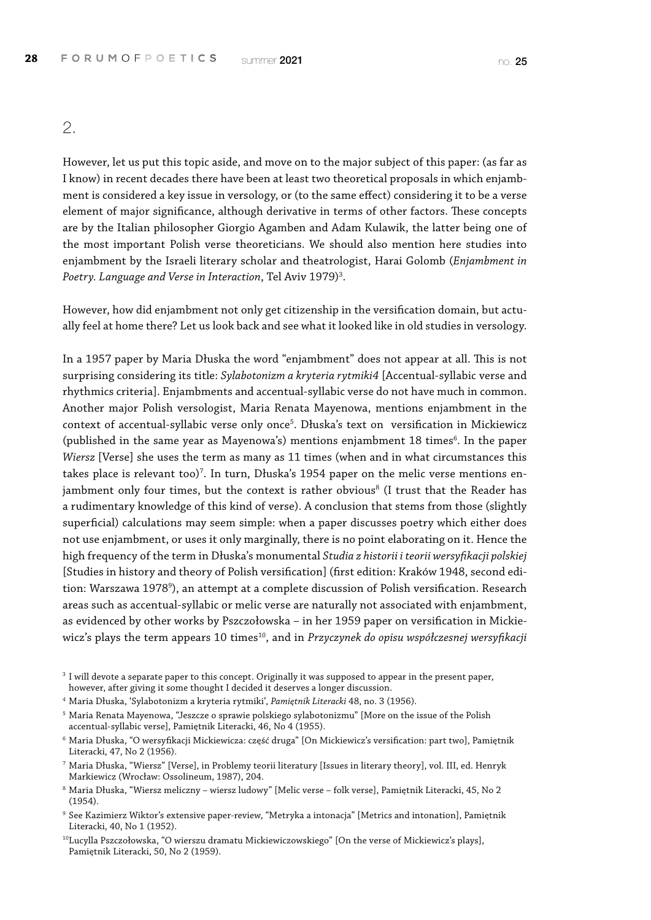## 2.

However, let us put this topic aside, and move on to the major subject of this paper: (as far as I know) in recent decades there have been at least two theoretical proposals in which enjambment is considered a key issue in versology, or (to the same effect) considering it to be a verse element of major significance, although derivative in terms of other factors. These concepts are by the Italian philosopher Giorgio Agamben and Adam Kulawik, the latter being one of the most important Polish verse theoreticians. We should also mention here studies into enjambment by the Israeli literary scholar and theatrologist, Harai Golomb (*Enjambment in Poetry. Language and Verse in Interaction*, Tel Aviv 1979)[3].

However, how did enjambment not only get citizenship in the versification domain, but actually feel at home there? Let us look back and see what it looked like in old studies in versology.

In a 1957 paper by Maria Dłuska the word "enjambment" does not appear at all. This is not surprising considering its title: *Sylabotonizm a kryteria rytmiki4* [Accentual-syllabic verse and rhythmics criteria]. Enjambments and accentual-syllabic verse do not have much in common. Another major Polish versologist, Maria Renata Mayenowa, mentions enjambment in the context of accentual-syllabic verse only once[5]. Dłuska's text on versification in Mickiewicz (published in the same year as Mayenowa's) mentions enjambment 18 times[6]. In the paper *Wiersz* [Verse] she uses the term as many as 11 times (when and in what circumstances this takes place is relevant too)[7]. In turn, Dłuska's 1954 paper on the melic verse mentions enjambment only four times, but the context is rather obvious[8] (I trust that the Reader has a rudimentary knowledge of this kind of verse). A conclusion that stems from those (slightly superficial) calculations may seem simple: when a paper discusses poetry which either does not use enjambment, or uses it only marginally, there is no point elaborating on it. Hence the high frequency of the term in Dłuska's monumental *Studia z historii i teorii wersyfikacji polskiej* [Studies in history and theory of Polish versification] (first edition: Kraków 1948, second edition: Warszawa 1978[9]), an attempt at a complete discussion of Polish versification. Research areas such as accentual-syllabic or melic verse are naturally not associated with enjambment, as evidenced by other works by Pszczołowska – in her 1959 paper on versification in Mickiewicz's plays the term appears 10 times[10], and in *Przyczynek do opisu współczesnej wersyfikacji*

[3] I will devote a separate paper to this concept. Originally it was supposed to appear in the present paper, however, after giving it some thought I decided it deserves a longer discussion.

[4] Maria Dłuska, 'Sylabotonizm a kryteria rytmiki', *Pamiętnik Literacki* 48, no. 3 (1956).

[5] Maria Renata Mayenowa, "Jeszcze o sprawie polskiego sylabotonizmu" [More on the issue of the Polish accentual-syllabic verse], Pamiętnik Literacki, 46, No 4 (1955).

[6] Maria Dłuska, "O wersyfikacji Mickiewicza: część druga" [On Mickiewicz's versification: part two], Pamiętnik Literacki, 47, No 2 (1956).

[7] Maria Dłuska, "Wiersz" [Verse], in Problemy teorii literatury [Issues in literary theory], vol. III, ed. Henryk Markiewicz (Wrocław: Ossolineum, 1987), 204.

[8] Maria Dłuska, "Wiersz meliczny – wiersz ludowy" [Melic verse – folk verse], Pamiętnik Literacki, 45, No 2 (1954).

[9] See Kazimierz Wiktor's extensive paper-review, "Metryka a intonacja" [Metrics and intonation], Pamiętnik Literacki, 40, No 1 (1952).

[10] Lucylla Pszczołowska, "O wierszu dramatu Mickiewiczowskiego" [On the verse of Mickiewicz's plays], Pamiętnik Literacki, 50, No 2 (1959).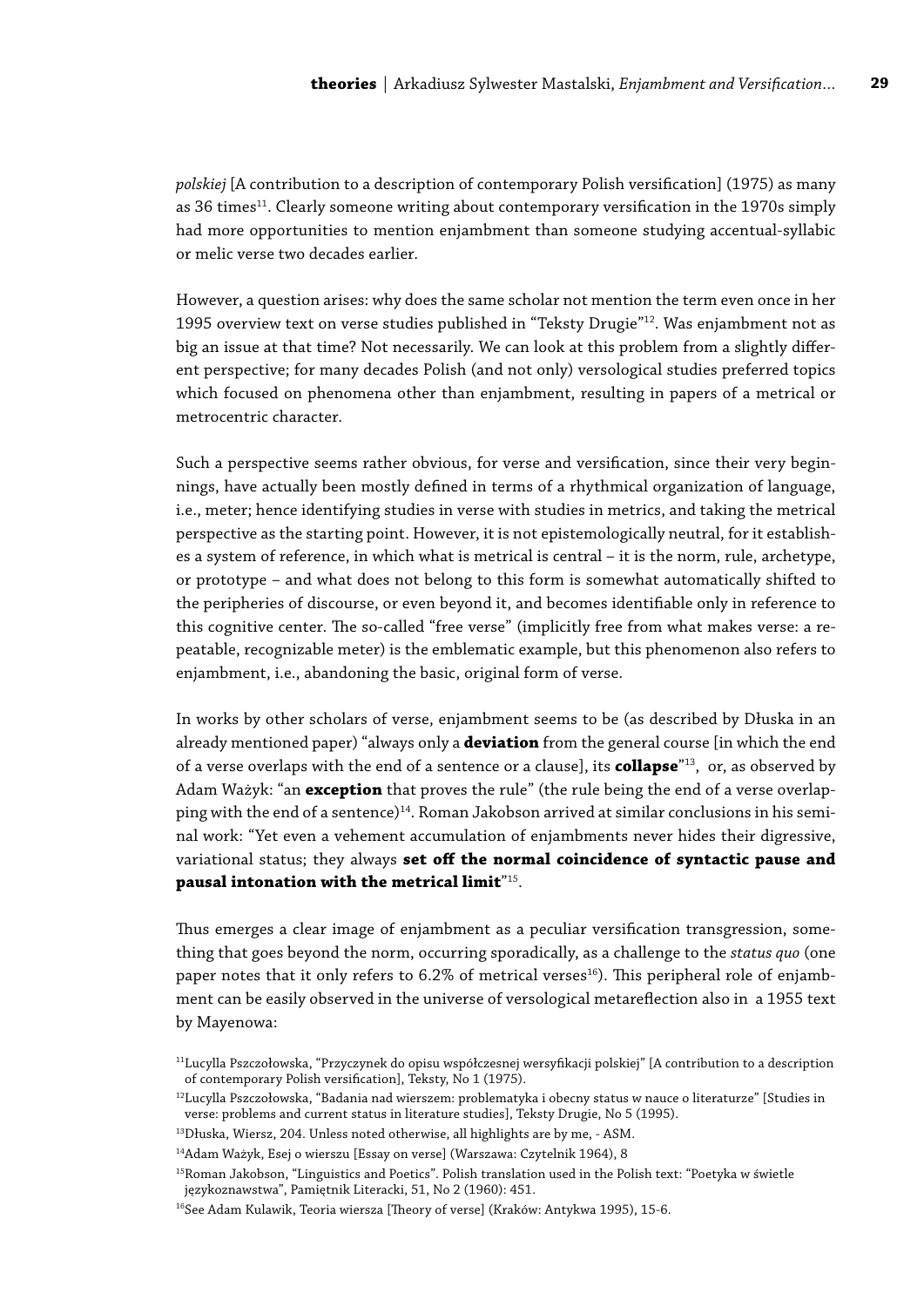*polskiej* [A contribution to a description of contemporary Polish versification] (1975) as many as 36 times[11]. Clearly someone writing about contemporary versification in the 1970s simply had more opportunities to mention enjambment than someone studying accentual-syllabic or melic verse two decades earlier.

However, a question arises: why does the same scholar not mention the term even once in her 1995 overview text on verse studies published in "Teksty Drugie"[12]. Was enjambment not as big an issue at that time? Not necessarily. We can look at this problem from a slightly different perspective; for many decades Polish (and not only) versological studies preferred topics which focused on phenomena other than enjambment, resulting in papers of a metrical or metrocentric character.

Such a perspective seems rather obvious, for verse and versification, since their very beginnings, have actually been mostly defined in terms of a rhythmical organization of language, i.e., meter; hence identifying studies in verse with studies in metrics, and taking the metrical perspective as the starting point. However, it is not epistemologically neutral, for it establishes a system of reference, in which what is metrical is central – it is the norm, rule, archetype, or prototype – and what does not belong to this form is somewhat automatically shifted to the peripheries of discourse, or even beyond it, and becomes identifiable only in reference to this cognitive center. The so-called "free verse" (implicitly free from what makes verse: a repeatable, recognizable meter) is the emblematic example, but this phenomenon also refers to enjambment, i.e., abandoning the basic, original form of verse.

In works by other scholars of verse, enjambment seems to be (as described by Dłuska in an already mentioned paper) "always only a **deviation** from the general course [in which the end of a verse overlaps with the end of a sentence or a clause], its **collapse**"[13], or, as observed by Adam Ważyk: "an **exception** that proves the rule" (the rule being the end of a verse overlapping with the end of a sentence)[14]. Roman Jakobson arrived at similar conclusions in his seminal work: "Yet even a vehement accumulation of enjambments never hides their digressive, variational status; they always **set off the normal coincidence of syntactic pause and pausal intonation with the metrical limit**"[15].

Thus emerges a clear image of enjambment as a peculiar versification transgression, something that goes beyond the norm, occurring sporadically, as a challenge to the *status quo* (one paper notes that it only refers to 6.2% of metrical verses[16]). This peripheral role of enjambment can be easily observed in the universe of versological metareflection also in a 1955 text by Mayenowa:

[11] Lucylla Pszczołowska, "Przyczynek do opisu współczesnej wersyfikacji polskiej" [A contribution to a description of contemporary Polish versification], Teksty, No 1 (1975).

[12] Lucylla Pszczołowska, "Badania nad wierszem: problematyka i obecny status w nauce o literaturze" [Studies in verse: problems and current status in literature studies], Teksty Drugie, No 5 (1995).

[13] Dłuska, Wiersz, 204. Unless noted otherwise, all highlights are by me, - ASM.

[14] Adam Ważyk, Esej o wierszu [Essay on verse] (Warszawa: Czytelnik 1964), 8

[15] Roman Jakobson, "Linguistics and Poetics". Polish translation used in the Polish text: "Poetyka w świetle językoznawstwa", Pamiętnik Literacki, 51, No 2 (1960): 451.

[16] See Adam Kulawik, Teoria wiersza [Theory of verse] (Kraków: Antykwa 1995), 15-6.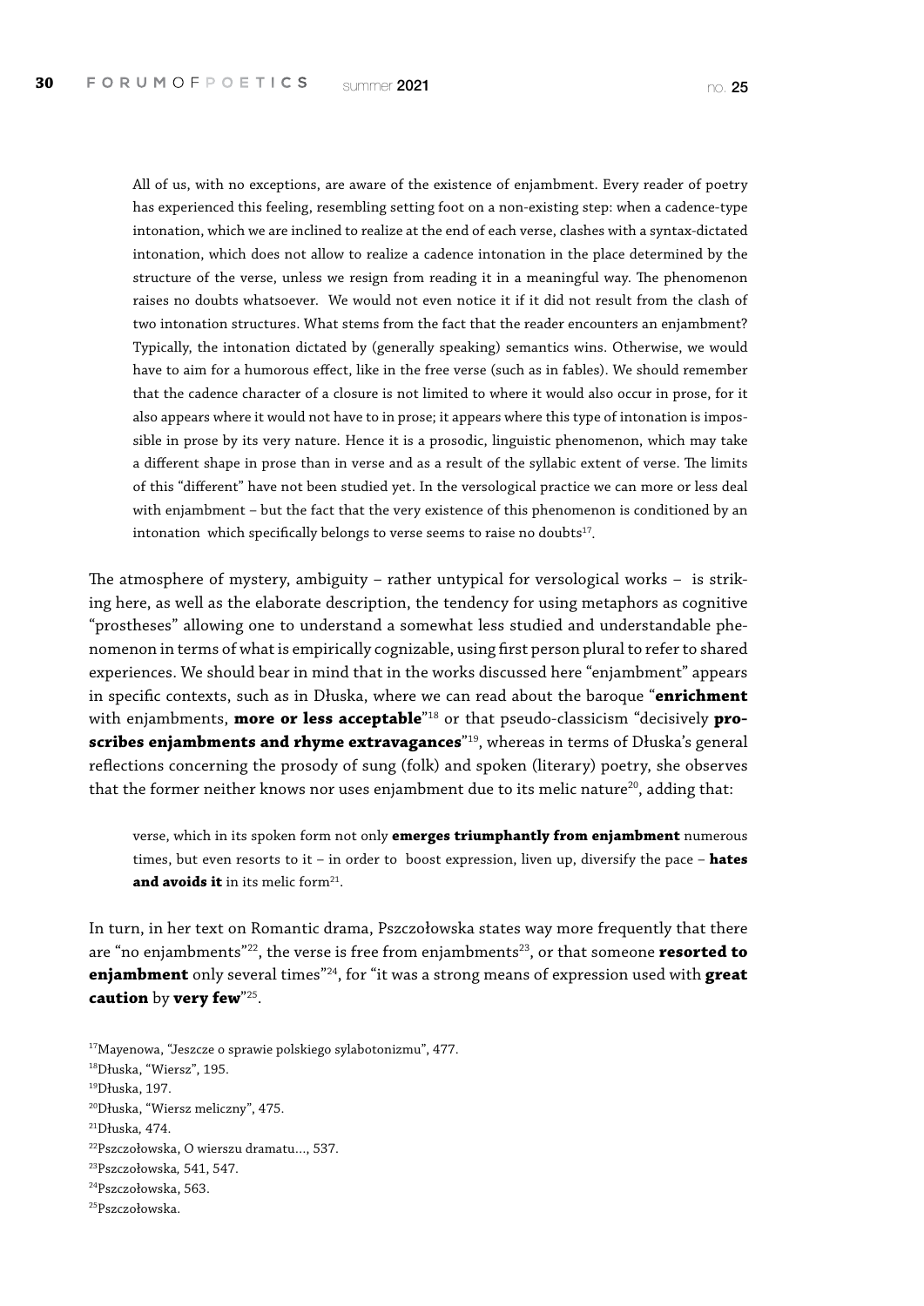> All of us, with no exceptions, are aware of the existence of enjambment. Every reader of poetry has experienced this feeling, resembling setting foot on a non-existing step: when a cadence-type intonation, which we are inclined to realize at the end of each verse, clashes with a syntax-dictated intonation, which does not allow to realize a cadence intonation in the place determined by the structure of the verse, unless we resign from reading it in a meaningful way. The phenomenon raises no doubts whatsoever. We would not even notice it if it did not result from the clash of two intonation structures. What stems from the fact that the reader encounters an enjambment? Typically, the intonation dictated by (generally speaking) semantics wins. Otherwise, we would have to aim for a humorous effect, like in the free verse (such as in fables). We should remember that the cadence character of a closure is not limited to where it would also occur in prose, for it also appears where it would not have to in prose; it appears where this type of intonation is impossible in prose by its very nature. Hence it is a prosodic, linguistic phenomenon, which may take a different shape in prose than in verse and as a result of the syllabic extent of verse. The limits of this "different" have not been studied yet. In the versological practice we can more or less deal with enjambment – but the fact that the very existence of this phenomenon is conditioned by an intonation which specifically belongs to verse seems to raise no doubts[17].

The atmosphere of mystery, ambiguity – rather untypical for versological works – is striking here, as well as the elaborate description, the tendency for using metaphors as cognitive "prostheses" allowing one to understand a somewhat less studied and understandable phenomenon in terms of what is empirically cognizable, using first person plural to refer to shared experiences. We should bear in mind that in the works discussed here "enjambment" appears in specific contexts, such as in Dłuska, where we can read about the baroque "**enrichment** with enjambments, **more or less acceptable**"[18] or that pseudo-classicism "decisively **proscribes enjambments and rhyme extravagances**"[19], whereas in terms of Dłuska's general reflections concerning the prosody of sung (folk) and spoken (literary) poetry, she observes that the former neither knows nor uses enjambment due to its melic nature[20], adding that:

> verse, which in its spoken form not only **emerges triumphantly from enjambment** numerous times, but even resorts to it – in order to boost expression, liven up, diversify the pace – **hates and avoids it** in its melic form[21].

In turn, in her text on Romantic drama, Pszczołowska states way more frequently that there are "no enjambments"[22], the verse is free from enjambments[23], or that someone **resorted to enjambment** only several times"[24], for "it was a strong means of expression used with **great caution** by **very few**"[25].

[17] Mayenowa, "Jeszcze o sprawie polskiego sylabotonizmu", 477.
[18] Dłuska, "Wiersz", 195.
[19] Dłuska, 197.
[20] Dłuska, "Wiersz meliczny", 475.
[21] Dłuska, 474.
[22] Pszczołowska, O wierszu dramatu..., 537.
[23] Pszczołowska, 541, 547.
[24] Pszczołowska, 563.
[25] Pszczołowska.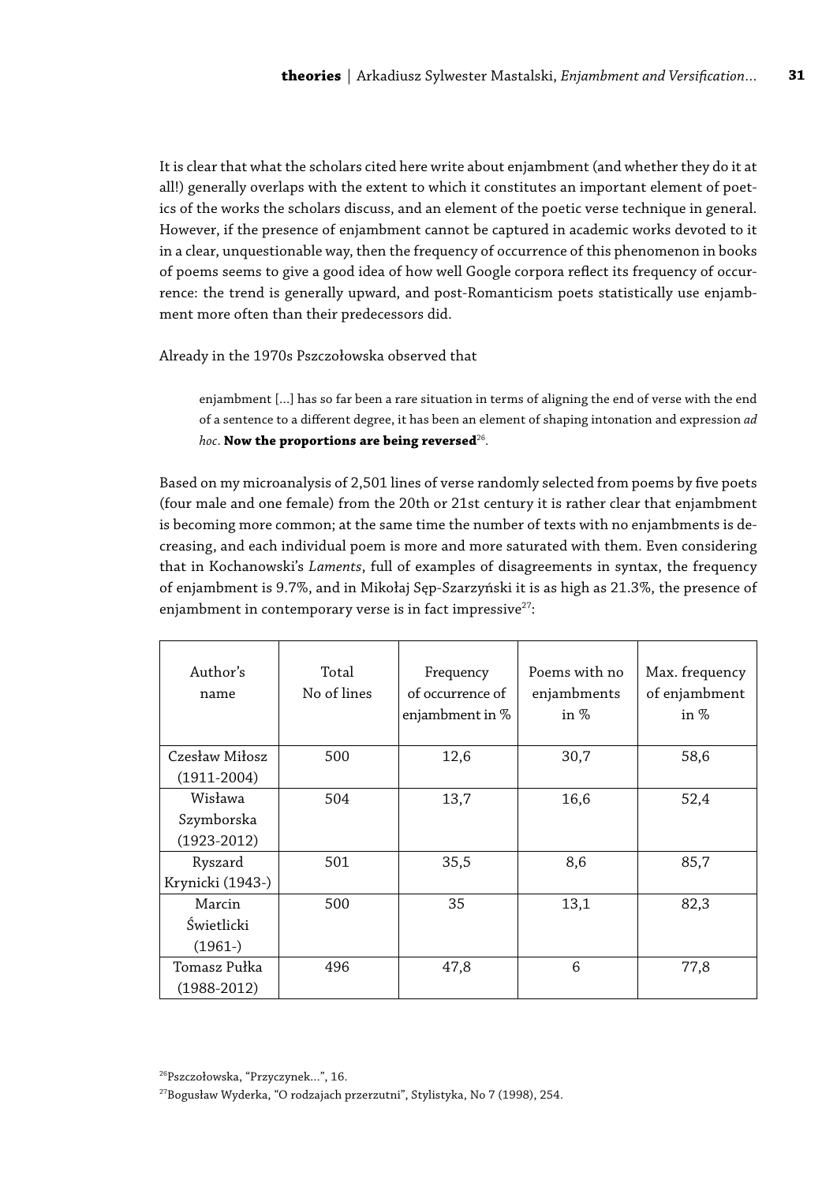It is clear that what the scholars cited here write about enjambment (and whether they do it at all!) generally overlaps with the extent to which it constitutes an important element of poetics of the works the scholars discuss, and an element of the poetic verse technique in general. However, if the presence of enjambment cannot be captured in academic works devoted to it in a clear, unquestionable way, then the frequency of occurrence of this phenomenon in books of poems seems to give a good idea of how well Google corpora reflect its frequency of occurrence: the trend is generally upward, and post-Romanticism poets statistically use enjambment more often than their predecessors did.

Already in the 1970s Pszczołowska observed that

> enjambment [...] has so far been a rare situation in terms of aligning the end of verse with the end of a sentence to a different degree, it has been an element of shaping intonation and expression *ad hoc*. **Now the proportions are being reversed**[26].

Based on my microanalysis of 2,501 lines of verse randomly selected from poems by five poets (four male and one female) from the 20th or 21st century it is rather clear that enjambment is becoming more common; at the same time the number of texts with no enjambments is decreasing, and each individual poem is more and more saturated with them. Even considering that in Kochanowski's *Laments*, full of examples of disagreements in syntax, the frequency of enjambment is 9.7%, and in Mikołaj Sęp-Szarzyński it is as high as 21.3%, the presence of enjambment in contemporary verse is in fact impressive[27]:

| Author's name | Total No of lines | Frequency of occurrence of enjambment in % | Poems with no enjambments in % | Max. frequency of enjambment in % |
|---|---|---|---|---|
| Czesław Miłosz (1911-2004) | 500 | 12,6 | 30,7 | 58,6 |
| Wisława Szymborska (1923-2012) | 504 | 13,7 | 16,6 | 52,4 |
| Ryszard Krynicki (1943-) | 501 | 35,5 | 8,6 | 85,7 |
| Marcin Świetlicki (1961-) | 500 | 35 | 13,1 | 82,3 |
| Tomasz Pułka (1988-2012) | 496 | 47,8 | 6 | 77,8 |

[26] Pszczołowska, "Przyczynek...", 16.

[27] Bogusław Wyderka, "O rodzajach przerzutni", Stylistyka, No 7 (1998), 254.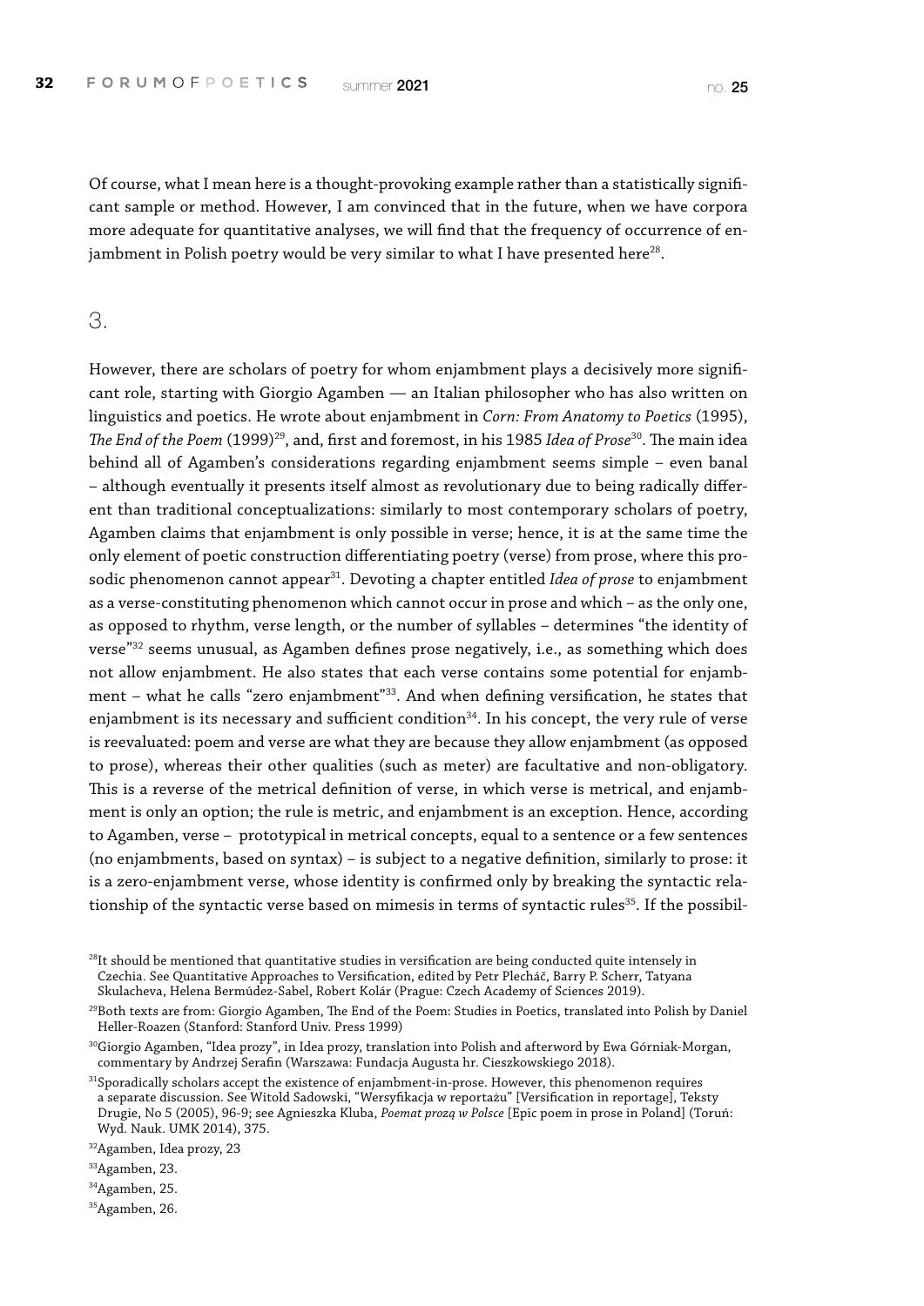Of course, what I mean here is a thought-provoking example rather than a statistically significant sample or method. However, I am convinced that in the future, when we have corpora more adequate for quantitative analyses, we will find that the frequency of occurrence of enjambment in Polish poetry would be very similar to what I have presented here[28].

## 3.

However, there are scholars of poetry for whom enjambment plays a decisively more significant role, starting with Giorgio Agamben — an Italian philosopher who has also written on linguistics and poetics. He wrote about enjambment in *Corn: From Anatomy to Poetics* (1995), *The End of the Poem* (1999)[29], and, first and foremost, in his 1985 *Idea of Prose*[30]. The main idea behind all of Agamben's considerations regarding enjambment seems simple – even banal – although eventually it presents itself almost as revolutionary due to being radically different than traditional conceptualizations: similarly to most contemporary scholars of poetry, Agamben claims that enjambment is only possible in verse; hence, it is at the same time the only element of poetic construction differentiating poetry (verse) from prose, where this prosodic phenomenon cannot appear[31]. Devoting a chapter entitled *Idea of prose* to enjambment as a verse-constituting phenomenon which cannot occur in prose and which – as the only one, as opposed to rhythm, verse length, or the number of syllables – determines "the identity of verse"[32] seems unusual, as Agamben defines prose negatively, i.e., as something which does not allow enjambment. He also states that each verse contains some potential for enjambment – what he calls "zero enjambment"[33]. And when defining versification, he states that enjambment is its necessary and sufficient condition[34]. In his concept, the very rule of verse is reevaluated: poem and verse are what they are because they allow enjambment (as opposed to prose), whereas their other qualities (such as meter) are facultative and non-obligatory. This is a reverse of the metrical definition of verse, in which verse is metrical, and enjambment is only an option; the rule is metric, and enjambment is an exception. Hence, according to Agamben, verse – prototypical in metrical concepts, equal to a sentence or a few sentences (no enjambments, based on syntax) – is subject to a negative definition, similarly to prose: it is a zero-enjambment verse, whose identity is confirmed only by breaking the syntactic relationship of the syntactic verse based on mimesis in terms of syntactic rules[35]. If the possibil-

[28]It should be mentioned that quantitative studies in versification are being conducted quite intensely in Czechia. See Quantitative Approaches to Versification, edited by Petr Plecháč, Barry P. Scherr, Tatyana Skulacheva, Helena Bermúdez-Sabel, Robert Kolár (Prague: Czech Academy of Sciences 2019).

[29]Both texts are from: Giorgio Agamben, The End of the Poem: Studies in Poetics, translated into Polish by Daniel Heller-Roazen (Stanford: Stanford Univ. Press 1999)

[30]Giorgio Agamben, "Idea prozy", in Idea prozy, translation into Polish and afterword by Ewa Górniak-Morgan, commentary by Andrzej Serafin (Warszawa: Fundacja Augusta hr. Cieszkowskiego 2018).

[31]Sporadically scholars accept the existence of enjambment-in-prose. However, this phenomenon requires a separate discussion. See Witold Sadowski, "Wersyfikacja w reportażu" [Versification in reportage], Teksty Drugie, No 5 (2005), 96-9; see Agnieszka Kluba, *Poemat prozą w Polsce* [Epic poem in prose in Poland] (Toruń: Wyd. Nauk. UMK 2014), 375.

[32]Agamben, Idea prozy, 23

[33]Agamben, 23.

[34]Agamben, 25.

[35]Agamben, 26.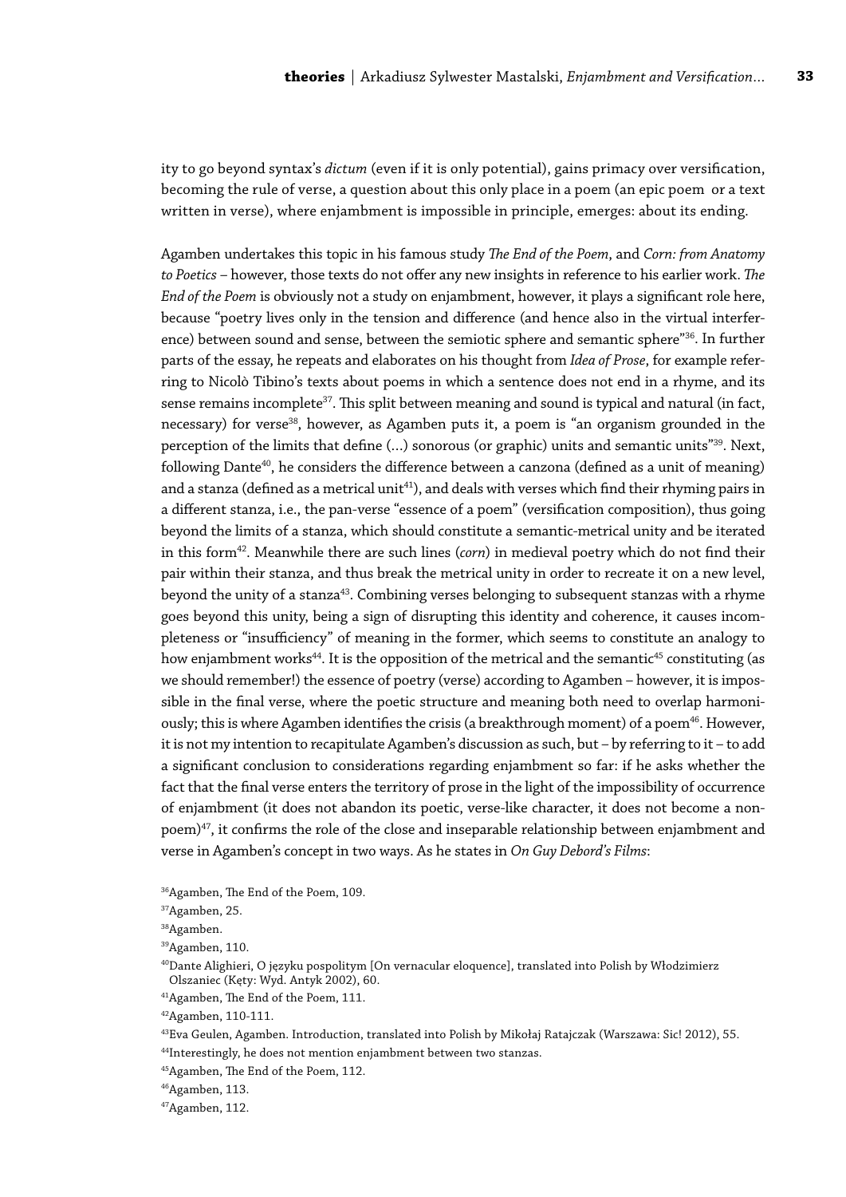ity to go beyond syntax's *dictum* (even if it is only potential), gains primacy over versification, becoming the rule of verse, a question about this only place in a poem (an epic poem or a text written in verse), where enjambment is impossible in principle, emerges: about its ending.

Agamben undertakes this topic in his famous study *The End of the Poem*, and *Corn: from Anatomy to Poetics* – however, those texts do not offer any new insights in reference to his earlier work. *The End of the Poem* is obviously not a study on enjambment, however, it plays a significant role here, because "poetry lives only in the tension and difference (and hence also in the virtual interference) between sound and sense, between the semiotic sphere and semantic sphere"[36]. In further parts of the essay, he repeats and elaborates on his thought from *Idea of Prose*, for example referring to Nicolò Tibino's texts about poems in which a sentence does not end in a rhyme, and its sense remains incomplete[37]. This split between meaning and sound is typical and natural (in fact, necessary) for verse[38], however, as Agamben puts it, a poem is "an organism grounded in the perception of the limits that define (...) sonorous (or graphic) units and semantic units"[39]. Next, following Dante[40], he considers the difference between a canzona (defined as a unit of meaning) and a stanza (defined as a metrical unit[41]), and deals with verses which find their rhyming pairs in a different stanza, i.e., the pan-verse "essence of a poem" (versification composition), thus going beyond the limits of a stanza, which should constitute a semantic-metrical unity and be iterated in this form[42]. Meanwhile there are such lines (*corn*) in medieval poetry which do not find their pair within their stanza, and thus break the metrical unity in order to recreate it on a new level, beyond the unity of a stanza[43]. Combining verses belonging to subsequent stanzas with a rhyme goes beyond this unity, being a sign of disrupting this identity and coherence, it causes incompleteness or "insufficiency" of meaning in the former, which seems to constitute an analogy to how enjambment works[44]. It is the opposition of the metrical and the semantic[45] constituting (as we should remember!) the essence of poetry (verse) according to Agamben – however, it is impossible in the final verse, where the poetic structure and meaning both need to overlap harmoniously; this is where Agamben identifies the crisis (a breakthrough moment) of a poem[46]. However, it is not my intention to recapitulate Agamben's discussion as such, but – by referring to it – to add a significant conclusion to considerations regarding enjambment so far: if he asks whether the fact that the final verse enters the territory of prose in the light of the impossibility of occurrence of enjambment (it does not abandon its poetic, verse-like character, it does not become a non-poem)[47], it confirms the role of the close and inseparable relationship between enjambment and verse in Agamben's concept in two ways. As he states in *On Guy Debord's Films*:

[36] Agamben, The End of the Poem, 109.

[37] Agamben, 25.

[38] Agamben.

[39] Agamben, 110.

[40] Dante Alighieri, O języku pospolitym [On vernacular eloquence], translated into Polish by Włodzimierz Olszaniec (Kęty: Wyd. Antyk 2002), 60.

[41] Agamben, The End of the Poem, 111.

[42] Agamben, 110-111.

[43] Eva Geulen, Agamben. Introduction, translated into Polish by Mikołaj Ratajczak (Warszawa: Sic! 2012), 55.

[44] Interestingly, he does not mention enjambment between two stanzas.

[45] Agamben, The End of the Poem, 112.

[46] Agamben, 113.

[47] Agamben, 112.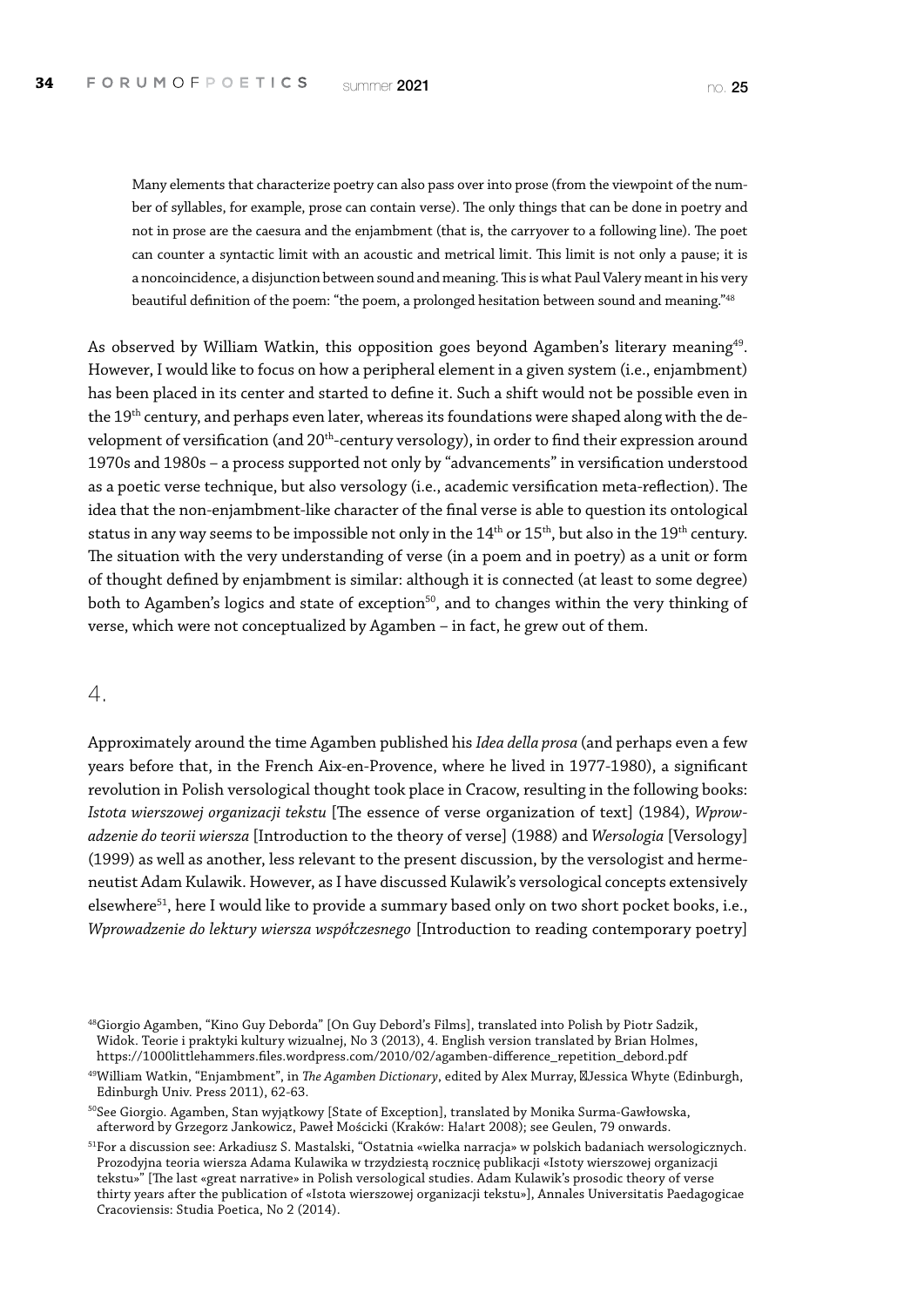> Many elements that characterize poetry can also pass over into prose (from the viewpoint of the number of syllables, for example, prose can contain verse). The only things that can be done in poetry and not in prose are the caesura and the enjambment (that is, the carryover to a following line). The poet can counter a syntactic limit with an acoustic and metrical limit. This limit is not only a pause; it is a noncoincidence, a disjunction between sound and meaning. This is what Paul Valery meant in his very beautiful definition of the poem: "the poem, a prolonged hesitation between sound and meaning."[48]

As observed by William Watkin, this opposition goes beyond Agamben's literary meaning[49]. However, I would like to focus on how a peripheral element in a given system (i.e., enjambment) has been placed in its center and started to define it. Such a shift would not be possible even in the 19th century, and perhaps even later, whereas its foundations were shaped along with the development of versification (and 20th-century versology), in order to find their expression around 1970s and 1980s – a process supported not only by "advancements" in versification understood as a poetic verse technique, but also versology (i.e., academic versification meta-reflection). The idea that the non-enjambment-like character of the final verse is able to question its ontological status in any way seems to be impossible not only in the 14th or 15th, but also in the 19th century. The situation with the very understanding of verse (in a poem and in poetry) as a unit or form of thought defined by enjambment is similar: although it is connected (at least to some degree) both to Agamben's logics and state of exception[50], and to changes within the very thinking of verse, which were not conceptualized by Agamben – in fact, he grew out of them.

## 4.

Approximately around the time Agamben published his *Idea della prosa* (and perhaps even a few years before that, in the French Aix-en-Provence, where he lived in 1977-1980), a significant revolution in Polish versological thought took place in Cracow, resulting in the following books: *Istota wierszowej organizacji tekstu* [The essence of verse organization of text] (1984), *Wprowadzenie do teorii wiersza* [Introduction to the theory of verse] (1988) and *Wersologia* [Versology] (1999) as well as another, less relevant to the present discussion, by the versologist and hermeneutist Adam Kulawik. However, as I have discussed Kulawik's versological concepts extensively elsewhere[51], here I would like to provide a summary based only on two short pocket books, i.e., *Wprowadzenie do lektury wiersza współczesnego* [Introduction to reading contemporary poetry]

---

[48] Giorgio Agamben, "Kino Guy Deborda" [On Guy Debord's Films], translated into Polish by Piotr Sadzik, Widok. Teorie i praktyki kultury wizualnej, No 3 (2013), 4. English version translated by Brian Holmes, https://1000littlehammers.files.wordpress.com/2010/02/agamben-difference_repetition_debord.pdf

[49] William Watkin, "Enjambment", in *The Agamben Dictionary*, edited by Alex Murray, Jessica Whyte (Edinburgh, Edinburgh Univ. Press 2011), 62-63.

[50] See Giorgio. Agamben, Stan wyjątkowy [State of Exception], translated by Monika Surma-Gawłowska, afterword by Grzegorz Jankowicz, Paweł Mościcki (Kraków: Ha!art 2008); see Geulen, 79 onwards.

[51] For a discussion see: Arkadiusz S. Mastalski, "Ostatnia «wielka narracja» w polskich badaniach wersologicznych. Prozodyjna teoria wiersza Adama Kulawika w trzydziestą rocznicę publikacji «Istoty wierszowej organizacji tekstu»" [The last «great narrative» in Polish versological studies. Adam Kulawik's prosodic theory of verse thirty years after the publication of «Istota wierszowej organizacji tekstu»], Annales Universitatis Paedagogicae Cracoviensis: Studia Poetica, No 2 (2014).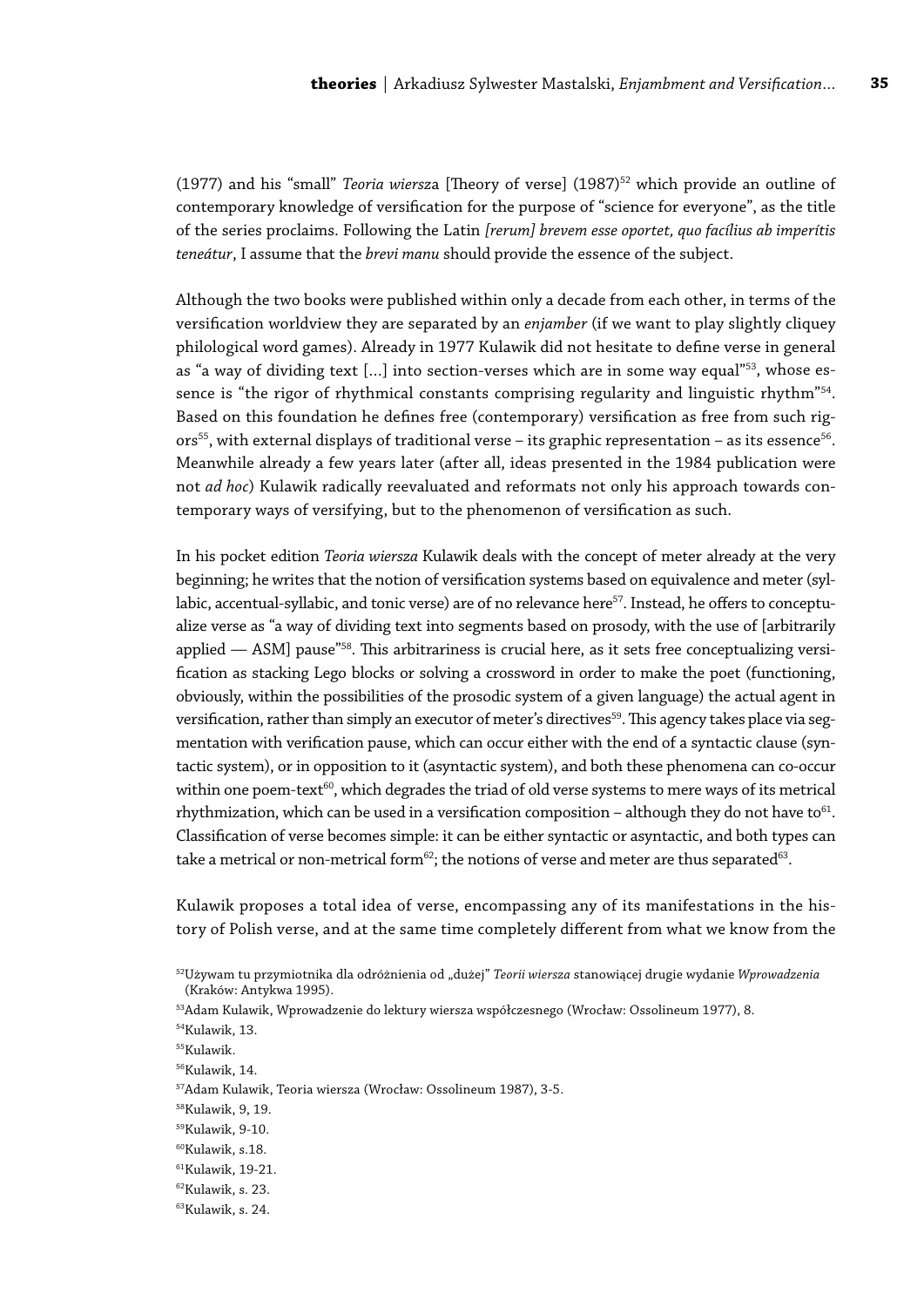(1977) and his "small" *Teoria wiersz*a [Theory of verse] (1987)[52] which provide an outline of contemporary knowledge of versification for the purpose of "science for everyone", as the title of the series proclaims. Following the Latin *[rerum] brevem esse oportet, quo facílius ab imperítis teneátur*, I assume that the *brevi manu* should provide the essence of the subject.

Although the two books were published within only a decade from each other, in terms of the versification worldview they are separated by an *enjamber* (if we want to play slightly cliquey philological word games). Already in 1977 Kulawik did not hesitate to define verse in general as "a way of dividing text [...] into section-verses which are in some way equal"[53], whose essence is "the rigor of rhythmical constants comprising regularity and linguistic rhythm"[54]. Based on this foundation he defines free (contemporary) versification as free from such rigors[55], with external displays of traditional verse – its graphic representation – as its essence[56]. Meanwhile already a few years later (after all, ideas presented in the 1984 publication were not *ad hoc*) Kulawik radically reevaluated and reformats not only his approach towards contemporary ways of versifying, but to the phenomenon of versification as such.

In his pocket edition *Teoria wiersza* Kulawik deals with the concept of meter already at the very beginning; he writes that the notion of versification systems based on equivalence and meter (syllabic, accentual-syllabic, and tonic verse) are of no relevance here[57]. Instead, he offers to conceptualize verse as "a way of dividing text into segments based on prosody, with the use of [arbitrarily applied — ASM] pause"[58]. This arbitrariness is crucial here, as it sets free conceptualizing versification as stacking Lego blocks or solving a crossword in order to make the poet (functioning, obviously, within the possibilities of the prosodic system of a given language) the actual agent in versification, rather than simply an executor of meter's directives[59]. This agency takes place via segmentation with verification pause, which can occur either with the end of a syntactic clause (syntactic system), or in opposition to it (asyntactic system), and both these phenomena can co-occur within one poem-text[60], which degrades the triad of old verse systems to mere ways of its metrical rhythmization, which can be used in a versification composition – although they do not have to[61]. Classification of verse becomes simple: it can be either syntactic or asyntactic, and both types can take a metrical or non-metrical form[62]; the notions of verse and meter are thus separated[63].

Kulawik proposes a total idea of verse, encompassing any of its manifestations in the history of Polish verse, and at the same time completely different from what we know from the

[52] Używam tu przymiotnika dla odróżnienia od „dużej" *Teorii wiersza* stanowiącej drugie wydanie *Wprowadzenia* (Kraków: Antykwa 1995).

[53] Adam Kulawik, Wprowadzenie do lektury wiersza współczesnego (Wrocław: Ossolineum 1977), 8.

[54] Kulawik, 13.

[55] Kulawik.

[56] Kulawik, 14.

[57] Adam Kulawik, Teoria wiersza (Wrocław: Ossolineum 1987), 3-5.

[58] Kulawik, 9, 19.

[59] Kulawik, 9-10.

[60] Kulawik, s.18.

[61] Kulawik, 19-21.

[62] Kulawik, s. 23.

[63] Kulawik, s. 24.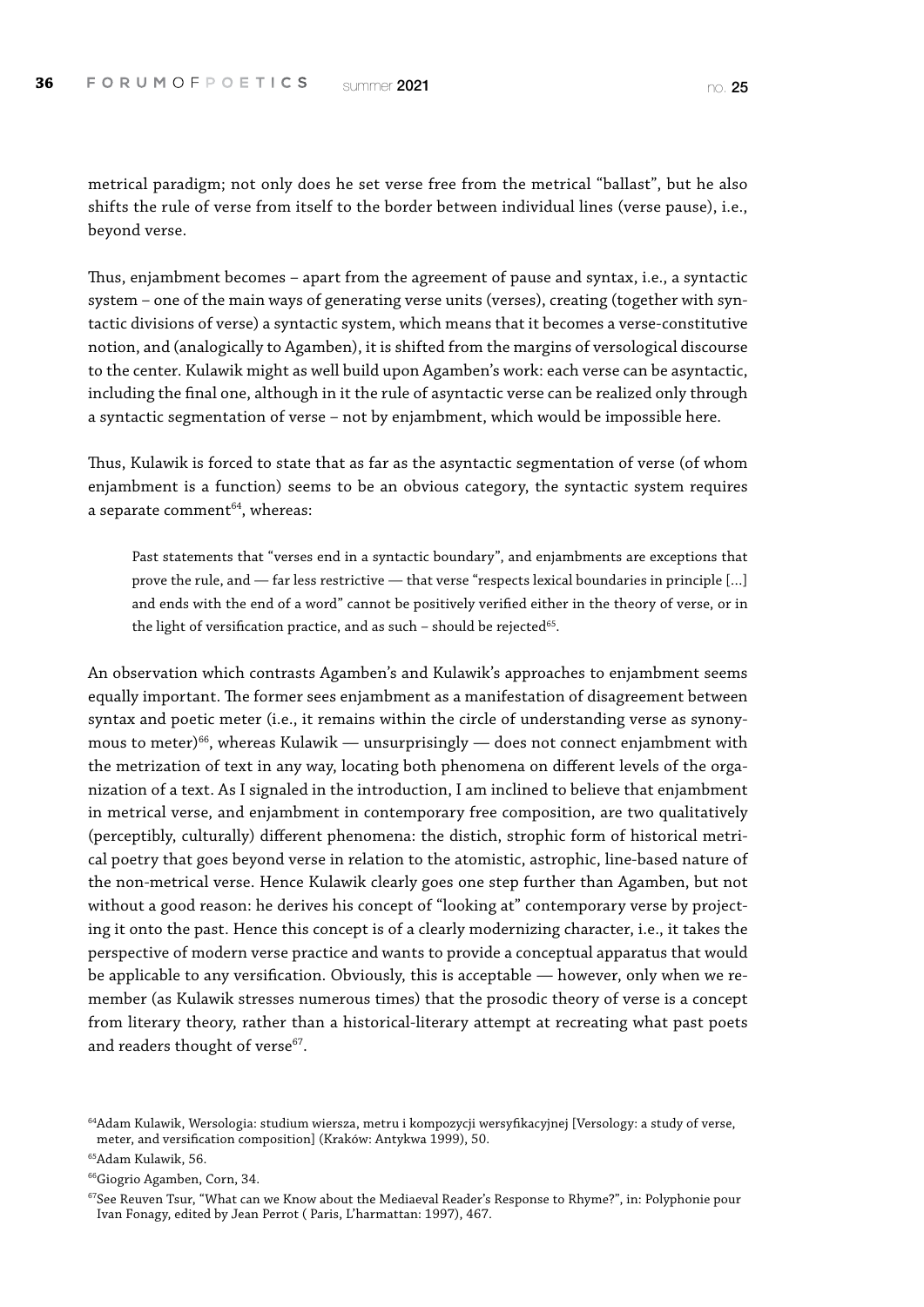metrical paradigm; not only does he set verse free from the metrical "ballast", but he also shifts the rule of verse from itself to the border between individual lines (verse pause), i.e., beyond verse.

Thus, enjambment becomes – apart from the agreement of pause and syntax, i.e., a syntactic system – one of the main ways of generating verse units (verses), creating (together with syntactic divisions of verse) a syntactic system, which means that it becomes a verse-constitutive notion, and (analogically to Agamben), it is shifted from the margins of versological discourse to the center. Kulawik might as well build upon Agamben's work: each verse can be asyntactic, including the final one, although in it the rule of asyntactic verse can be realized only through a syntactic segmentation of verse – not by enjambment, which would be impossible here.

Thus, Kulawik is forced to state that as far as the asyntactic segmentation of verse (of whom enjambment is a function) seems to be an obvious category, the syntactic system requires a separate comment[64], whereas:

> Past statements that "verses end in a syntactic boundary", and enjambments are exceptions that prove the rule, and — far less restrictive — that verse "respects lexical boundaries in principle [...] and ends with the end of a word" cannot be positively verified either in the theory of verse, or in the light of versification practice, and as such – should be rejected[65].

An observation which contrasts Agamben's and Kulawik's approaches to enjambment seems equally important. The former sees enjambment as a manifestation of disagreement between syntax and poetic meter (i.e., it remains within the circle of understanding verse as synonymous to meter)[66], whereas Kulawik — unsurprisingly — does not connect enjambment with the metrization of text in any way, locating both phenomena on different levels of the organization of a text. As I signaled in the introduction, I am inclined to believe that enjambment in metrical verse, and enjambment in contemporary free composition, are two qualitatively (perceptibly, culturally) different phenomena: the distich, strophic form of historical metrical poetry that goes beyond verse in relation to the atomistic, astrophic, line-based nature of the non-metrical verse. Hence Kulawik clearly goes one step further than Agamben, but not without a good reason: he derives his concept of "looking at" contemporary verse by projecting it onto the past. Hence this concept is of a clearly modernizing character, i.e., it takes the perspective of modern verse practice and wants to provide a conceptual apparatus that would be applicable to any versification. Obviously, this is acceptable — however, only when we remember (as Kulawik stresses numerous times) that the prosodic theory of verse is a concept from literary theory, rather than a historical-literary attempt at recreating what past poets and readers thought of verse[67].

---

[64] Adam Kulawik, Wersologia: studium wiersza, metru i kompozycji wersyfikacyjnej [Versology: a study of verse, meter, and versification composition] (Kraków: Antykwa 1999), 50.

[65] Adam Kulawik, 56.

[66] Giogrio Agamben, Corn, 34.

[67] See Reuven Tsur, "What can we Know about the Mediaeval Reader's Response to Rhyme?", in: Polyphonie pour Ivan Fonagy, edited by Jean Perrot ( Paris, L'harmattan: 1997), 467.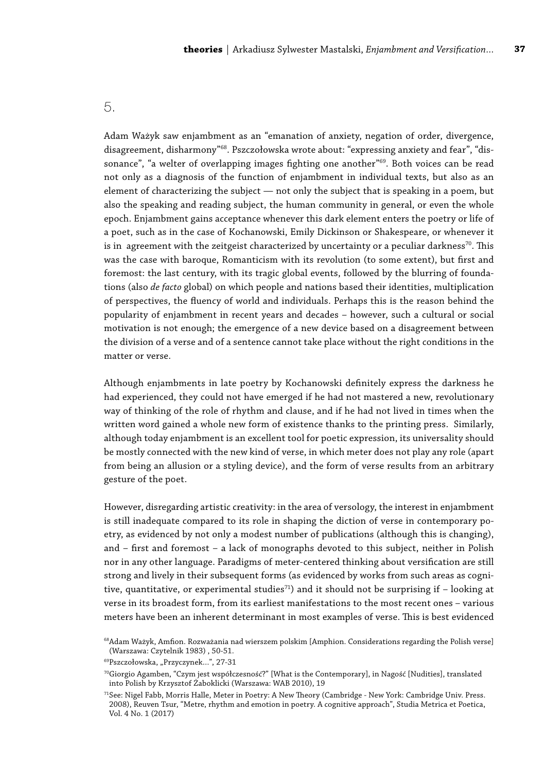## 5.

Adam Ważyk saw enjambment as an "emanation of anxiety, negation of order, divergence, disagreement, disharmony"[68]. Pszczołowska wrote about: "expressing anxiety and fear", "dissonance", "a welter of overlapping images fighting one another"[69]. Both voices can be read not only as a diagnosis of the function of enjambment in individual texts, but also as an element of characterizing the subject — not only the subject that is speaking in a poem, but also the speaking and reading subject, the human community in general, or even the whole epoch. Enjambment gains acceptance whenever this dark element enters the poetry or life of a poet, such as in the case of Kochanowski, Emily Dickinson or Shakespeare, or whenever it is in agreement with the zeitgeist characterized by uncertainty or a peculiar darkness[70]. This was the case with baroque, Romanticism with its revolution (to some extent), but first and foremost: the last century, with its tragic global events, followed by the blurring of foundations (also *de facto* global) on which people and nations based their identities, multiplication of perspectives, the fluency of world and individuals. Perhaps this is the reason behind the popularity of enjambment in recent years and decades – however, such a cultural or social motivation is not enough; the emergence of a new device based on a disagreement between the division of a verse and of a sentence cannot take place without the right conditions in the matter or verse.

Although enjambments in late poetry by Kochanowski definitely express the darkness he had experienced, they could not have emerged if he had not mastered a new, revolutionary way of thinking of the role of rhythm and clause, and if he had not lived in times when the written word gained a whole new form of existence thanks to the printing press. Similarly, although today enjambment is an excellent tool for poetic expression, its universality should be mostly connected with the new kind of verse, in which meter does not play any role (apart from being an allusion or a styling device), and the form of verse results from an arbitrary gesture of the poet.

However, disregarding artistic creativity: in the area of versology, the interest in enjambment is still inadequate compared to its role in shaping the diction of verse in contemporary poetry, as evidenced by not only a modest number of publications (although this is changing), and – first and foremost – a lack of monographs devoted to this subject, neither in Polish nor in any other language. Paradigms of meter-centered thinking about versification are still strong and lively in their subsequent forms (as evidenced by works from such areas as cognitive, quantitative, or experimental studies[71]) and it should not be surprising if – looking at verse in its broadest form, from its earliest manifestations to the most recent ones – various meters have been an inherent determinant in most examples of verse. This is best evidenced

[68] Adam Ważyk, Amfion. Rozważania nad wierszem polskim [Amphion. Considerations regarding the Polish verse] (Warszawa: Czytelnik 1983) , 50-51.

[69] Pszczołowska, „Przyczynek...", 27-31

[70] Giorgio Agamben, "Czym jest współczesność?" [What is the Contemporary], in Nagość [Nudities], translated into Polish by Krzysztof Żaboklicki (Warszawa: WAB 2010), 19

[71] See: Nigel Fabb, Morris Halle, Meter in Poetry: A New Theory (Cambridge - New York: Cambridge Univ. Press. 2008), Reuven Tsur, "Metre, rhythm and emotion in poetry. A cognitive approach", Studia Metrica et Poetica, Vol. 4 No. 1 (2017)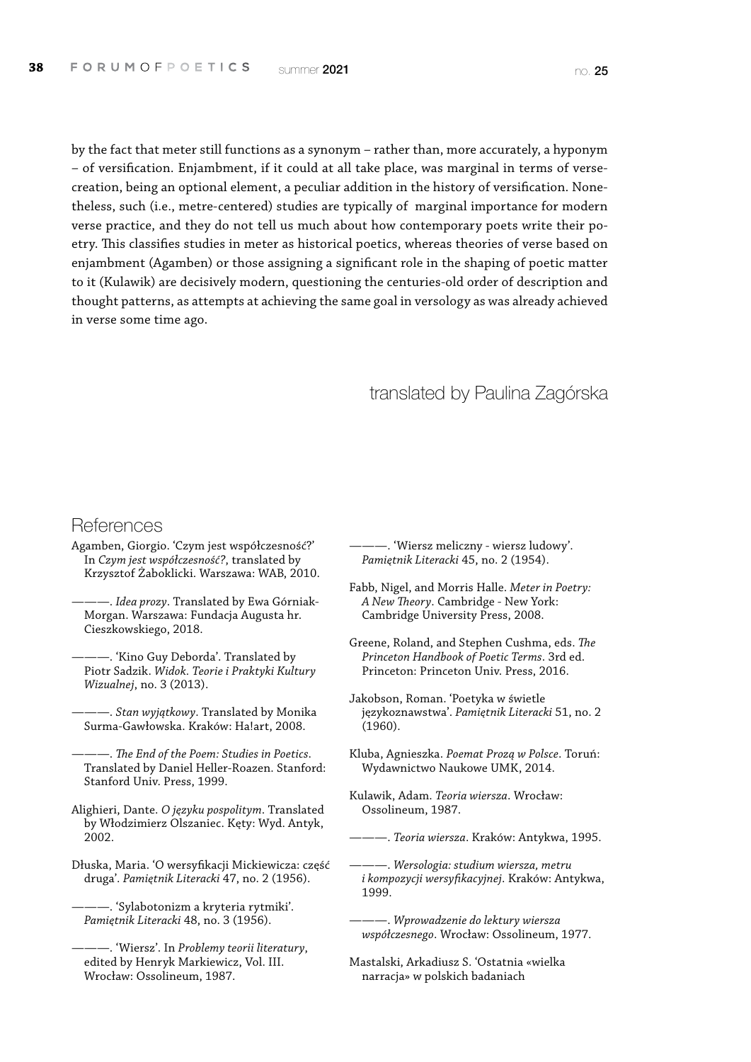by the fact that meter still functions as a synonym – rather than, more accurately, a hyponym – of versification. Enjambment, if it could at all take place, was marginal in terms of verse-creation, being an optional element, a peculiar addition in the history of versification. Nonetheless, such (i.e., metre-centered) studies are typically of marginal importance for modern verse practice, and they do not tell us much about how contemporary poets write their poetry. This classifies studies in meter as historical poetics, whereas theories of verse based on enjambment (Agamben) or those assigning a significant role in the shaping of poetic matter to it (Kulawik) are decisively modern, questioning the centuries-old order of description and thought patterns, as attempts at achieving the same goal in versology as was already achieved in verse some time ago.

translated by Paulina Zagórska

## References

Agamben, Giorgio. 'Czym jest współczesność?' In *Czym jest współczesność?*, translated by Krzysztof Żaboklicki. Warszawa: WAB, 2010.

———. *Idea prozy*. Translated by Ewa Górniak-Morgan. Warszawa: Fundacja Augusta hr. Cieszkowskiego, 2018.

———. 'Kino Guy Deborda'. Translated by Piotr Sadzik. *Widok. Teorie i Praktyki Kultury Wizualnej*, no. 3 (2013).

———. *Stan wyjątkowy*. Translated by Monika Surma-Gawłowska. Kraków: Ha!art, 2008.

———. *The End of the Poem: Studies in Poetics*. Translated by Daniel Heller-Roazen. Stanford: Stanford Univ. Press, 1999.

Alighieri, Dante. *O języku pospolitym*. Translated by Włodzimierz Olszaniec. Kęty: Wyd. Antyk, 2002.

Dłuska, Maria. 'O wersyfikacji Mickiewicza: część druga'. *Pamiętnik Literacki* 47, no. 2 (1956).

———. 'Sylabotonizm a kryteria rytmiki'. *Pamiętnik Literacki* 48, no. 3 (1956).

———. 'Wiersz'. In *Problemy teorii literatury*, edited by Henryk Markiewicz, Vol. III. Wrocław: Ossolineum, 1987.

———. 'Wiersz meliczny - wiersz ludowy'. *Pamiętnik Literacki* 45, no. 2 (1954).

Fabb, Nigel, and Morris Halle. *Meter in Poetry: A New Theory*. Cambridge - New York: Cambridge University Press, 2008.

Greene, Roland, and Stephen Cushma, eds. *The Princeton Handbook of Poetic Terms*. 3rd ed. Princeton: Princeton Univ. Press, 2016.

Jakobson, Roman. 'Poetyka w świetle językoznawstwa'. *Pamiętnik Literacki* 51, no. 2 (1960).

Kluba, Agnieszka. *Poemat Prozą w Polsce*. Toruń: Wydawnictwo Naukowe UMK, 2014.

Kulawik, Adam. *Teoria wiersza*. Wrocław: Ossolineum, 1987.

———. *Teoria wiersza*. Kraków: Antykwa, 1995.

———. *Wersologia: studium wiersza, metru i kompozycji wersyfikacyjnej*. Kraków: Antykwa, 1999.

———. *Wprowadzenie do lektury wiersza współczesnego*. Wrocław: Ossolineum, 1977.

Mastalski, Arkadiusz S. 'Ostatnia «wielka narracja» w polskich badaniach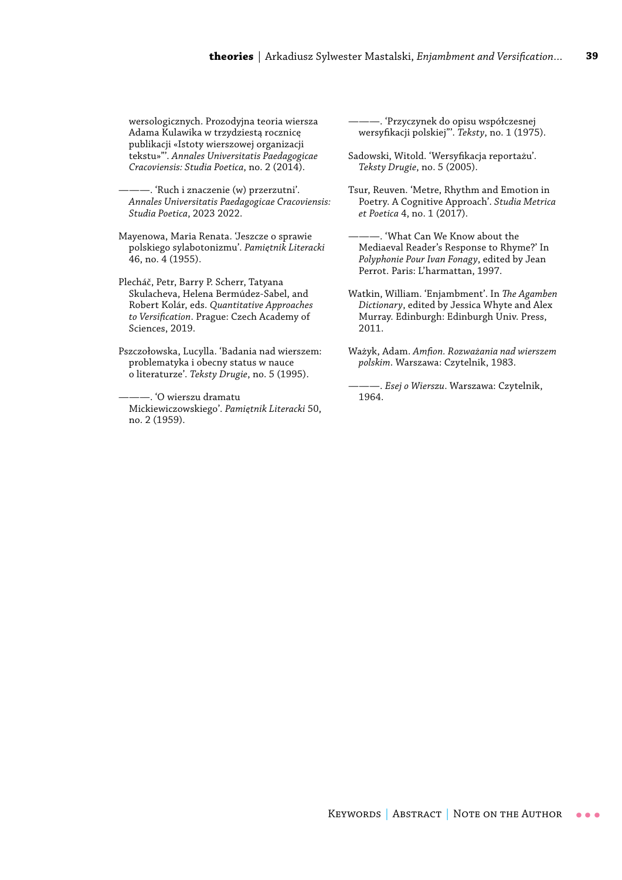wersologicznych. Prozodyjna teoria wiersza Adama Kulawika w trzydziestą rocznicę publikacji «Istoty wierszowej organizacji tekstu»"'. *Annales Universitatis Paedagogicae Cracoviensis: Studia Poetica*, no. 2 (2014).

———. 'Ruch i znaczenie (w) przerzutni'. *Annales Universitatis Paedagogicae Cracoviensis: Studia Poetica*, 2023 2022.

Mayenowa, Maria Renata. 'Jeszcze o sprawie polskiego sylabotonizmu'. *Pamiętnik Literacki* 46, no. 4 (1955).

Plecháč, Petr, Barry P. Scherr, Tatyana Skulacheva, Helena Bermúdez-Sabel, and Robert Kolár, eds. *Quantitative Approaches to Versification*. Prague: Czech Academy of Sciences, 2019.

Pszczołowska, Lucylla. 'Badania nad wierszem: problematyka i obecny status w nauce o literaturze'. *Teksty Drugie*, no. 5 (1995).

———. 'O wierszu dramatu Mickiewiczowskiego'. *Pamiętnik Literacki* 50, no. 2 (1959).

———. 'Przyczynek do opisu współczesnej wersyfikacji polskiej"'. *Teksty*, no. 1 (1975).

Sadowski, Witold. 'Wersyfikacja reportażu'. *Teksty Drugie*, no. 5 (2005).

Tsur, Reuven. 'Metre, Rhythm and Emotion in Poetry. A Cognitive Approach'. *Studia Metrica et Poetica* 4, no. 1 (2017).

———. 'What Can We Know about the Mediaeval Reader's Response to Rhyme?' In *Polyphonie Pour Ivan Fonagy*, edited by Jean Perrot. Paris: L'harmattan, 1997.

Watkin, William. 'Enjambment'. In *The Agamben Dictionary*, edited by Jessica Whyte and Alex Murray. Edinburgh: Edinburgh Univ. Press, 2011.

Ważyk, Adam. *Amfion. Rozważania nad wierszem polskim*. Warszawa: Czytelnik, 1983.

———. *Esej o Wierszu*. Warszawa: Czytelnik, 1964.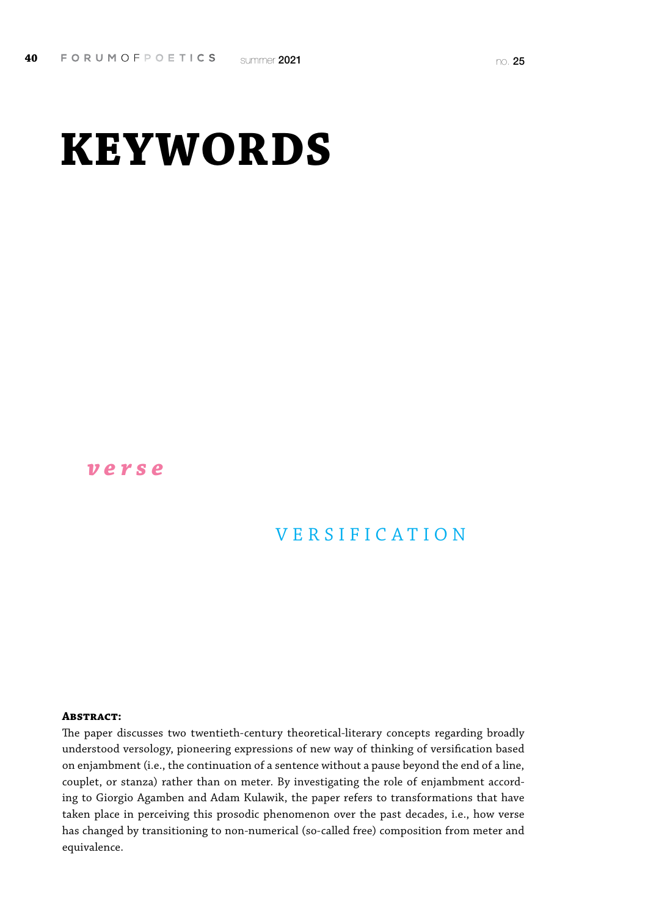# KEYWORDS

***verse***

VERSIFICATION

**Abstract:**

The paper discusses two twentieth-century theoretical-literary concepts regarding broadly understood versology, pioneering expressions of new way of thinking of versification based on enjambment (i.e., the continuation of a sentence without a pause beyond the end of a line, couplet, or stanza) rather than on meter. By investigating the role of enjambment according to Giorgio Agamben and Adam Kulawik, the paper refers to transformations that have taken place in perceiving this prosodic phenomenon over the past decades, i.e., how verse has changed by transitioning to non-numerical (so-called free) composition from meter and equivalence.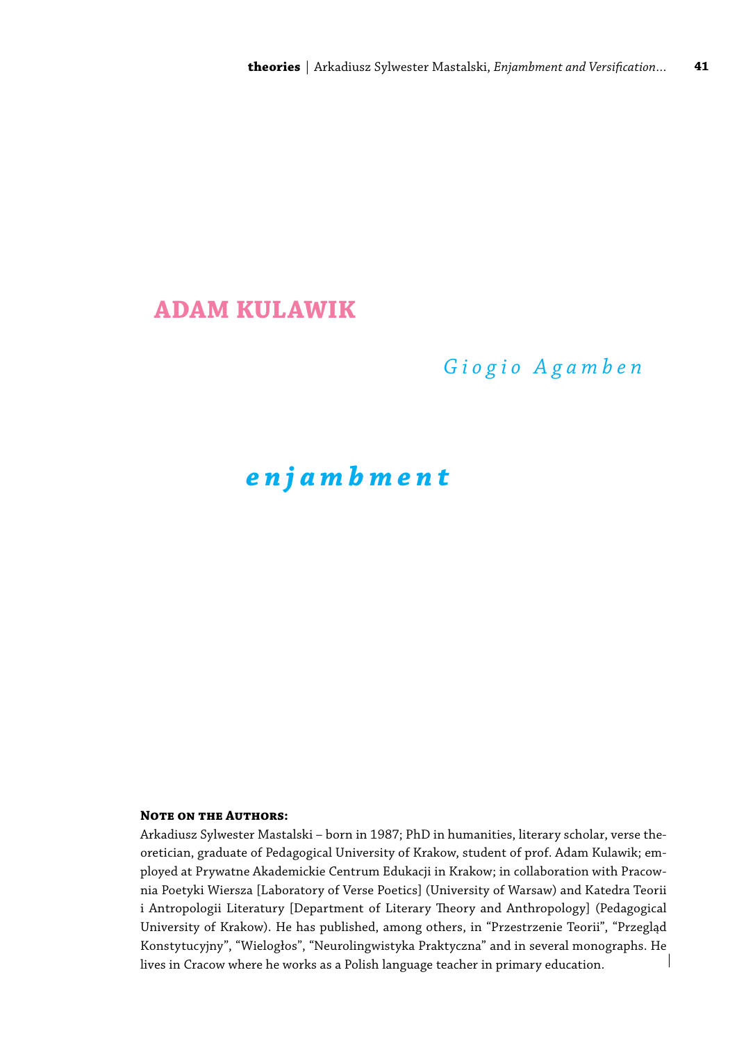**ADAM KULAWIK**

*Giogio Agamben*

***enjambment***

**Note on the Authors:**

Arkadiusz Sylwester Mastalski – born in 1987; PhD in humanities, literary scholar, verse theoretician, graduate of Pedagogical University of Krakow, student of prof. Adam Kulawik; employed at Prywatne Akademickie Centrum Edukacji in Krakow; in collaboration with Pracownia Poetyki Wiersza [Laboratory of Verse Poetics] (University of Warsaw) and Katedra Teorii i Antropologii Literatury [Department of Literary Theory and Anthropology] (Pedagogical University of Krakow). He has published, among others, in "Przestrzenie Teorii", "Przegląd Konstytucyjny", "Wielogłos", "Neurolingwistyka Praktyczna" and in several monographs. He lives in Cracow where he works as a Polish language teacher in primary education.